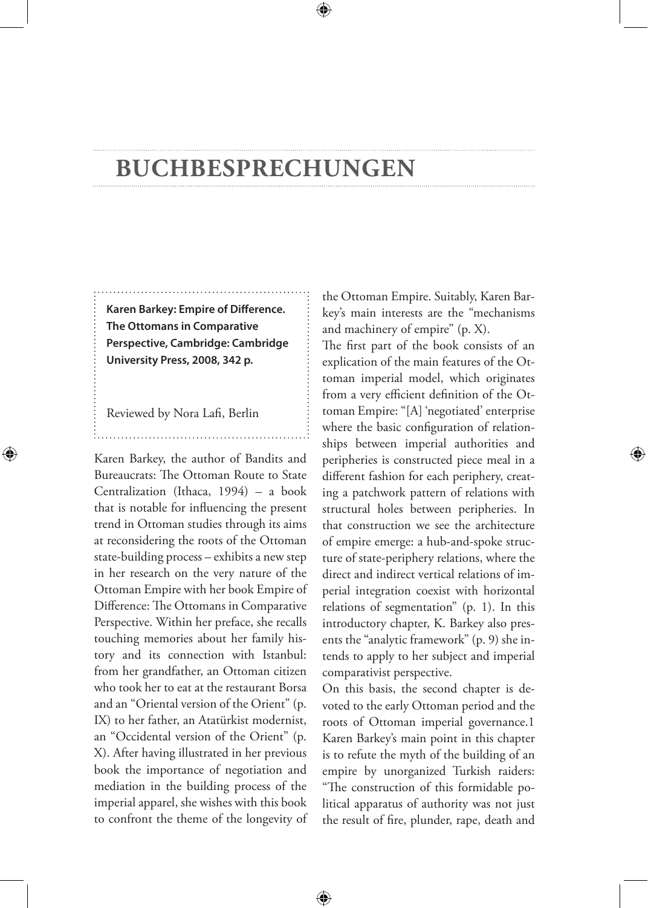# BUCHBESPRECHUNGEN

**Karen Barkey: Empire of Difference. The Ottomans in Comparative Perspective, Cambridge: Cambridge University Press, 2008, 342 p.**

Reviewed by Nora Lafi, Berlin

Karen Barkey, the author of Bandits and Bureaucrats: The Ottoman Route to State Centralization (Ithaca, 1994) – a book that is notable for influencing the present trend in Ottoman studies through its aims at reconsidering the roots of the Ottoman state-building process – exhibits a new step in her research on the very nature of the Ottoman Empire with her book Empire of Difference: The Ottomans in Comparative Perspective. Within her preface, she recalls touching memories about her family history and its connection with Istanbul: from her grandfather, an Ottoman citizen who took her to eat at the restaurant Borsa and an "Oriental version of the Orient" (p. IX) to her father, an Atatürkist modernist, an "Occidental version of the Orient" (p. X). After having illustrated in her previous book the importance of negotiation and mediation in the building process of the imperial apparel, she wishes with this book to confront the theme of the longevity of the Ottoman Empire. Suitably, Karen Barkey's main interests are the "mechanisms and machinery of empire" (p. X).

The first part of the book consists of an explication of the main features of the Ottoman imperial model, which originates from a very efficient definition of the Ottoman Empire: "[A] 'negotiated' enterprise where the basic configuration of relationships between imperial authorities and peripheries is constructed piece meal in a different fashion for each periphery, creating a patchwork pattern of relations with structural holes between peripheries. In that construction we see the architecture of empire emerge: a hub-and-spoke structure of state-periphery relations, where the direct and indirect vertical relations of imperial integration coexist with horizontal relations of segmentation" (p. 1). In this introductory chapter, K. Barkey also presents the "analytic framework" (p. 9) she intends to apply to her subject and imperial comparativist perspective.

On this basis, the second chapter is devoted to the early Ottoman period and the roots of Ottoman imperial governance.[1] Karen Barkey's main point in this chapter is to refute the myth of the building of an empire by unorganized Turkish raiders: "The construction of this formidable political apparatus of authority was not just the result of fire, plunder, rape, death and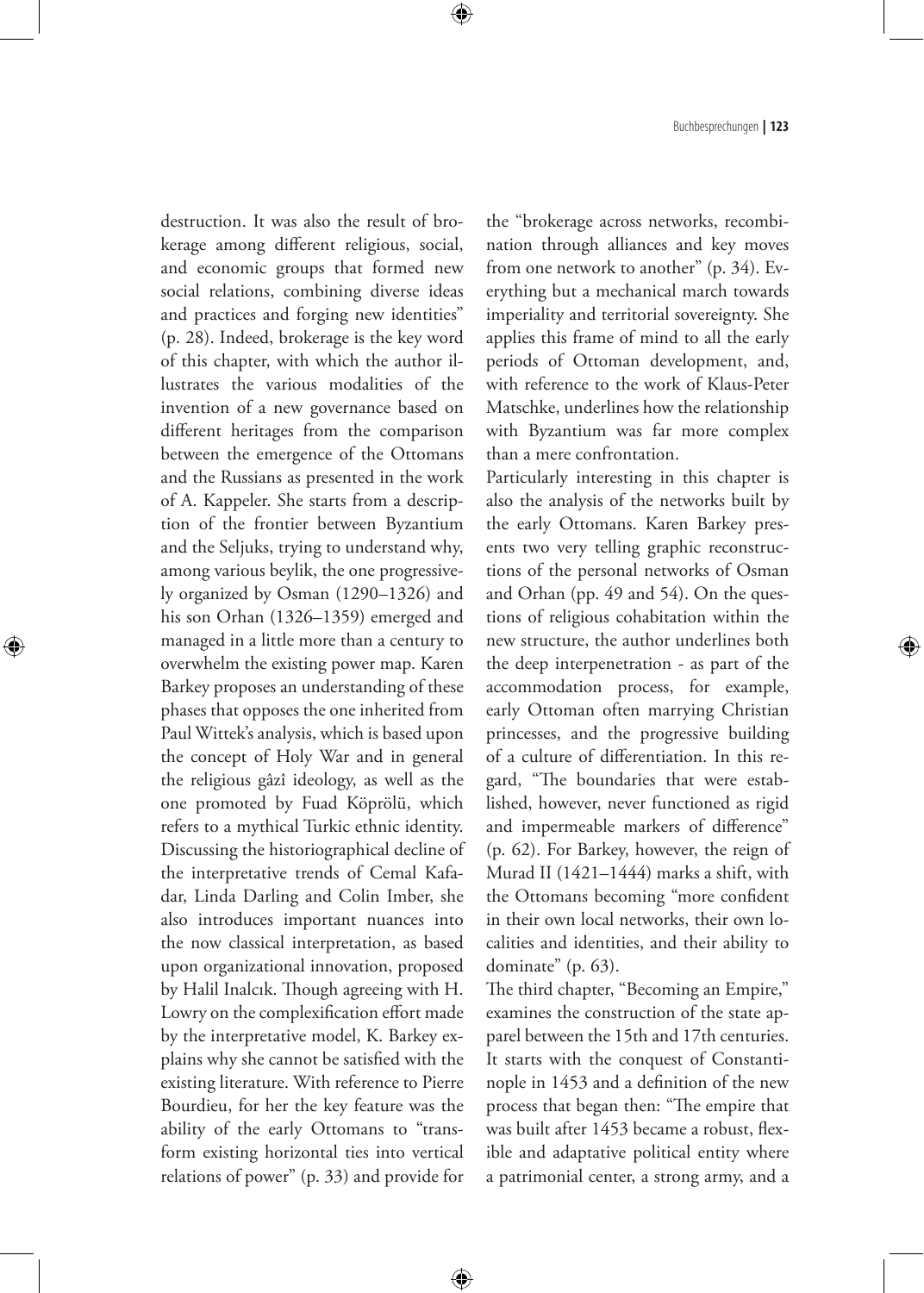destruction. It was also the result of brokerage among different religious, social, and economic groups that formed new social relations, combining diverse ideas and practices and forging new identities" (p. 28). Indeed, brokerage is the key word of this chapter, with which the author illustrates the various modalities of the invention of a new governance based on different heritages from the comparison between the emergence of the Ottomans and the Russians as presented in the work of A. Kappeler. She starts from a description of the frontier between Byzantium and the Seljuks, trying to understand why, among various beylik, the one progressively organized by Osman (1290–1326) and his son Orhan (1326–1359) emerged and managed in a little more than a century to overwhelm the existing power map. Karen Barkey proposes an understanding of these phases that opposes the one inherited from Paul Wittek's analysis, which is based upon the concept of Holy War and in general the religious gâzî ideology, as well as the one promoted by Fuad Köprölü, which refers to a mythical Turkic ethnic identity. Discussing the historiographical decline of the interpretative trends of Cemal Kafadar, Linda Darling and Colin Imber, she also introduces important nuances into the now classical interpretation, as based upon organizational innovation, proposed by Halil Inalcık. Though agreeing with H. Lowry on the complexification effort made by the interpretative model, K. Barkey explains why she cannot be satisfied with the existing literature. With reference to Pierre Bourdieu, for her the key feature was the ability of the early Ottomans to "transform existing horizontal ties into vertical relations of power" (p. 33) and provide for the "brokerage across networks, recombination through alliances and key moves from one network to another" (p. 34). Everything but a mechanical march towards imperiality and territorial sovereignty. She applies this frame of mind to all the early periods of Ottoman development, and, with reference to the work of Klaus-Peter Matschke, underlines how the relationship with Byzantium was far more complex than a mere confrontation.

Particularly interesting in this chapter is also the analysis of the networks built by the early Ottomans. Karen Barkey presents two very telling graphic reconstructions of the personal networks of Osman and Orhan (pp. 49 and 54). On the questions of religious cohabitation within the new structure, the author underlines both the deep interpenetration - as part of the accommodation process, for example, early Ottoman often marrying Christian princesses, and the progressive building of a culture of differentiation. In this regard, "The boundaries that were established, however, never functioned as rigid and impermeable markers of difference" (p. 62). For Barkey, however, the reign of Murad II (1421–1444) marks a shift, with the Ottomans becoming "more confident in their own local networks, their own localities and identities, and their ability to dominate" (p. 63).

The third chapter, "Becoming an Empire," examines the construction of the state apparel between the 15th and 17th centuries. It starts with the conquest of Constantinople in 1453 and a definition of the new process that began then: "The empire that was built after 1453 became a robust, flexible and adaptative political entity where a patrimonial center, a strong army, and a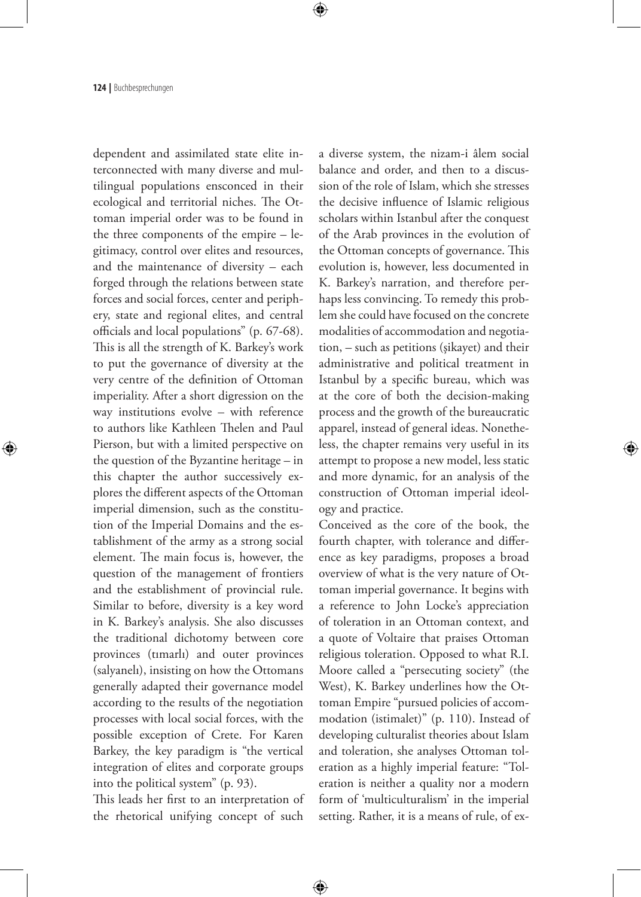dependent and assimilated state elite interconnected with many diverse and multilingual populations ensconced in their ecological and territorial niches. The Ottoman imperial order was to be found in the three components of the empire – legitimacy, control over elites and resources, and the maintenance of diversity – each forged through the relations between state forces and social forces, center and periphery, state and regional elites, and central officials and local populations" (p. 67-68). This is all the strength of K. Barkey's work to put the governance of diversity at the very centre of the definition of Ottoman imperiality. After a short digression on the way institutions evolve – with reference to authors like Kathleen Thelen and Paul Pierson, but with a limited perspective on the question of the Byzantine heritage – in this chapter the author successively explores the different aspects of the Ottoman imperial dimension, such as the constitution of the Imperial Domains and the establishment of the army as a strong social element. The main focus is, however, the question of the management of frontiers and the establishment of provincial rule. Similar to before, diversity is a key word in K. Barkey's analysis. She also discusses the traditional dichotomy between core provinces (tımarlı) and outer provinces (salyanelı), insisting on how the Ottomans generally adapted their governance model according to the results of the negotiation processes with local social forces, with the possible exception of Crete. For Karen Barkey, the key paradigm is "the vertical integration of elites and corporate groups into the political system" (p. 93).

This leads her first to an interpretation of the rhetorical unifying concept of such a diverse system, the nizam-i âlem social balance and order, and then to a discussion of the role of Islam, which she stresses the decisive influence of Islamic religious scholars within Istanbul after the conquest of the Arab provinces in the evolution of the Ottoman concepts of governance. This evolution is, however, less documented in K. Barkey's narration, and therefore perhaps less convincing. To remedy this problem she could have focused on the concrete modalities of accommodation and negotiation, – such as petitions (şikayet) and their administrative and political treatment in Istanbul by a specific bureau, which was at the core of both the decision-making process and the growth of the bureaucratic apparel, instead of general ideas. Nonetheless, the chapter remains very useful in its attempt to propose a new model, less static and more dynamic, for an analysis of the construction of Ottoman imperial ideology and practice.

Conceived as the core of the book, the fourth chapter, with tolerance and difference as key paradigms, proposes a broad overview of what is the very nature of Ottoman imperial governance. It begins with a reference to John Locke's appreciation of toleration in an Ottoman context, and a quote of Voltaire that praises Ottoman religious toleration. Opposed to what R.I. Moore called a "persecuting society" (the West), K. Barkey underlines how the Ottoman Empire "pursued policies of accommodation (istimalet)" (p. 110). Instead of developing culturalist theories about Islam and toleration, she analyses Ottoman toleration as a highly imperial feature: "Toleration is neither a quality nor a modern form of 'multiculturalism' in the imperial setting. Rather, it is a means of rule, of ex-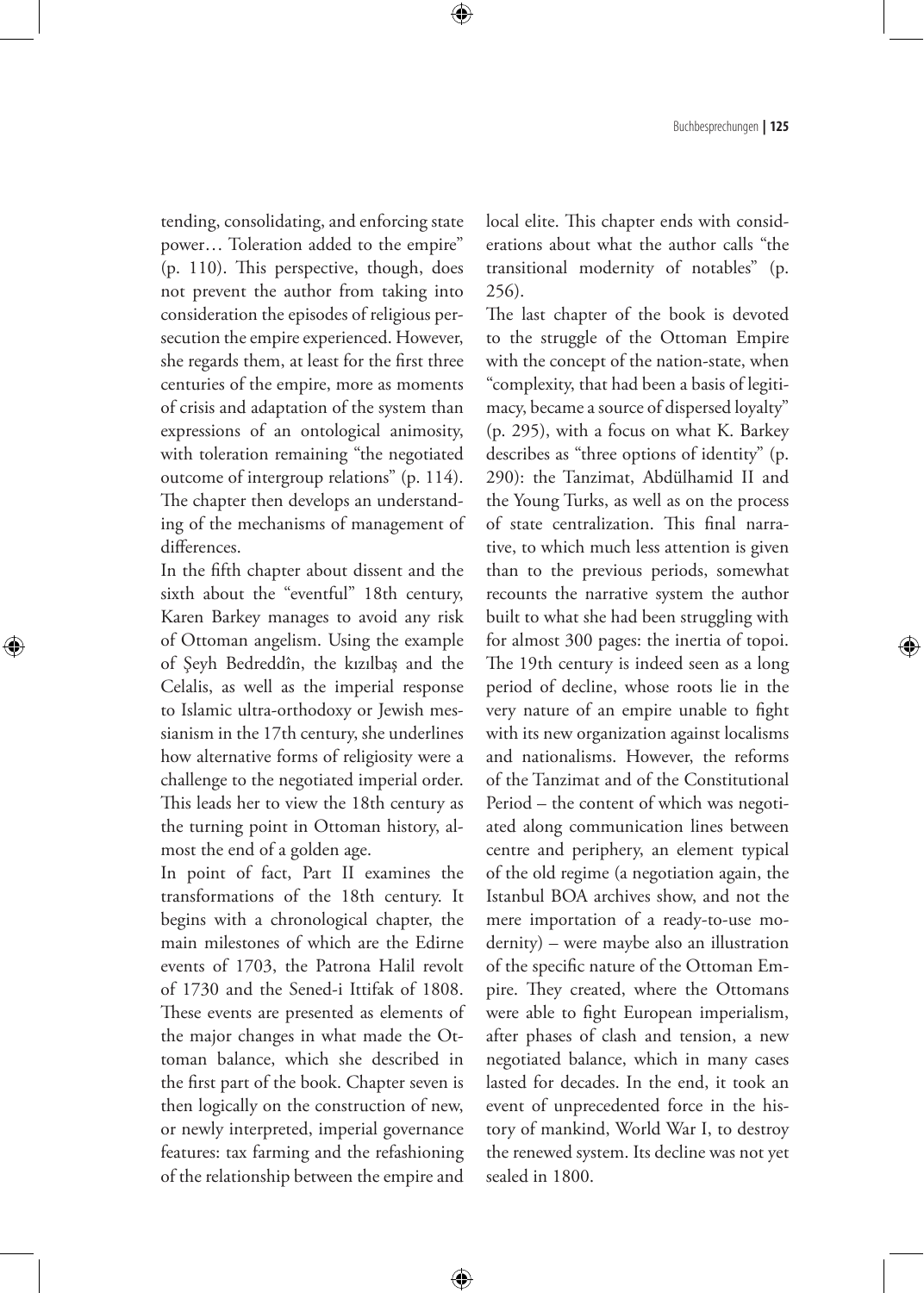tending, consolidating, and enforcing state power… Toleration added to the empire" (p. 110). This perspective, though, does not prevent the author from taking into consideration the episodes of religious persecution the empire experienced. However, she regards them, at least for the first three centuries of the empire, more as moments of crisis and adaptation of the system than expressions of an ontological animosity, with toleration remaining "the negotiated outcome of intergroup relations" (p. 114). The chapter then develops an understanding of the mechanisms of management of differences.

In the fifth chapter about dissent and the sixth about the "eventful" 18th century, Karen Barkey manages to avoid any risk of Ottoman angelism. Using the example of Şeyh Bedreddîn, the kızılbaş and the Celalis, as well as the imperial response to Islamic ultra-orthodoxy or Jewish messianism in the 17th century, she underlines how alternative forms of religiosity were a challenge to the negotiated imperial order. This leads her to view the 18th century as the turning point in Ottoman history, almost the end of a golden age.

In point of fact, Part II examines the transformations of the 18th century. It begins with a chronological chapter, the main milestones of which are the Edirne events of 1703, the Patrona Halil revolt of 1730 and the Sened-i Ittifak of 1808. These events are presented as elements of the major changes in what made the Ottoman balance, which she described in the first part of the book. Chapter seven is then logically on the construction of new, or newly interpreted, imperial governance features: tax farming and the refashioning of the relationship between the empire and local elite. This chapter ends with considerations about what the author calls "the transitional modernity of notables" (p. 256).

The last chapter of the book is devoted to the struggle of the Ottoman Empire with the concept of the nation-state, when "complexity, that had been a basis of legitimacy, became a source of dispersed loyalty" (p. 295), with a focus on what K. Barkey describes as "three options of identity" (p. 290): the Tanzimat, Abdülhamid II and the Young Turks, as well as on the process of state centralization. This final narrative, to which much less attention is given than to the previous periods, somewhat recounts the narrative system the author built to what she had been struggling with for almost 300 pages: the inertia of topoi. The 19th century is indeed seen as a long period of decline, whose roots lie in the very nature of an empire unable to fight with its new organization against localisms and nationalisms. However, the reforms of the Tanzimat and of the Constitutional Period – the content of which was negotiated along communication lines between centre and periphery, an element typical of the old regime (a negotiation again, the Istanbul BOA archives show, and not the mere importation of a ready-to-use modernity) – were maybe also an illustration of the specific nature of the Ottoman Empire. They created, where the Ottomans were able to fight European imperialism, after phases of clash and tension, a new negotiated balance, which in many cases lasted for decades. In the end, it took an event of unprecedented force in the history of mankind, World War I, to destroy the renewed system. Its decline was not yet sealed in 1800.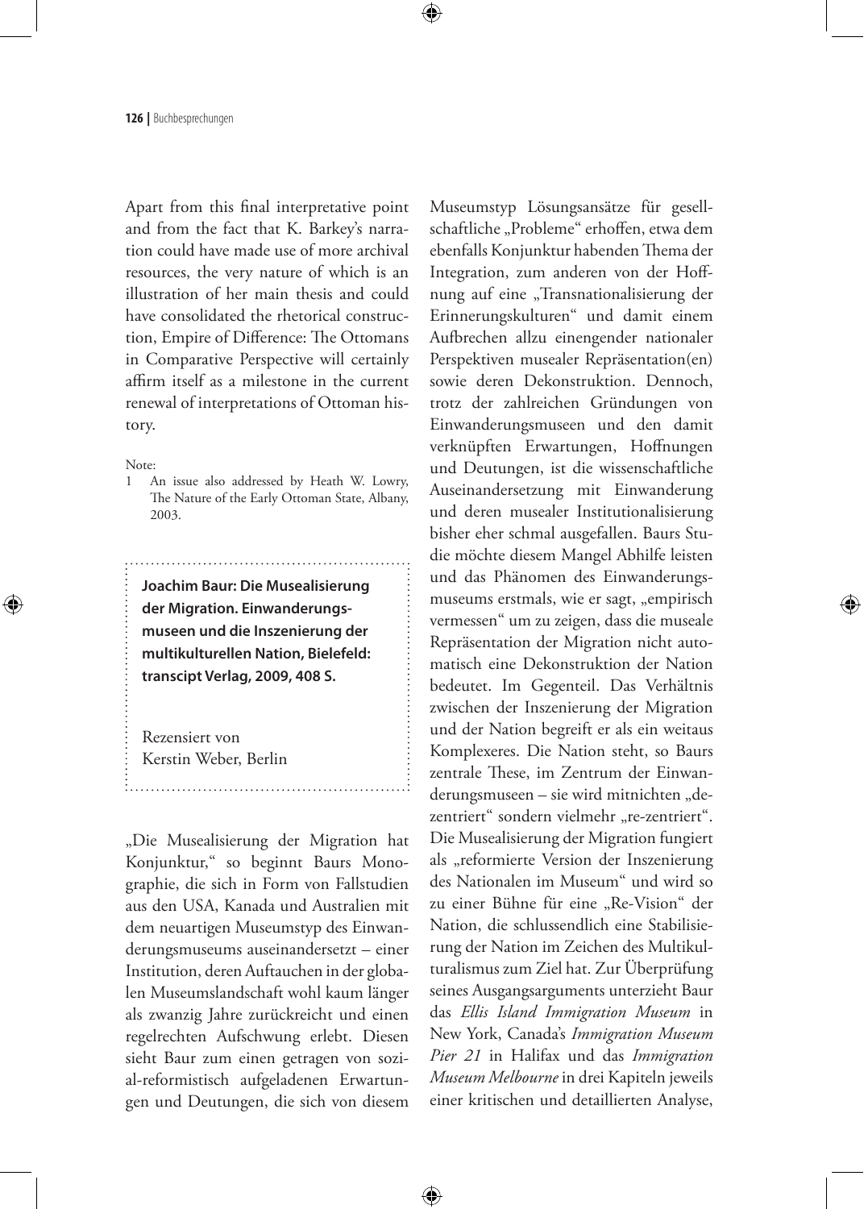Apart from this final interpretative point and from the fact that K. Barkey's narration could have made use of more archival resources, the very nature of which is an illustration of her main thesis and could have consolidated the rhetorical construction, Empire of Difference: The Ottomans in Comparative Perspective will certainly affirm itself as a milestone in the current renewal of interpretations of Ottoman history.

Note:

1 An issue also addressed by Heath W. Lowry, The Nature of the Early Ottoman State, Albany, 2003.

**Joachim Baur: Die Musealisierung der Migration. Einwanderungsmuseen und die Inszenierung der multikulturellen Nation, Bielefeld: transcipt Verlag, 2009, 408 S.**

Rezensiert von
Kerstin Weber, Berlin

„Die Musealisierung der Migration hat Konjunktur," so beginnt Baurs Monographie, die sich in Form von Fallstudien aus den USA, Kanada und Australien mit dem neuartigen Museumstyp des Einwanderungsmuseums auseinandersetzt – einer Institution, deren Auftauchen in der globalen Museumslandschaft wohl kaum länger als zwanzig Jahre zurückreicht und einen regelrechten Aufschwung erlebt. Diesen sieht Baur zum einen getragen von sozial-reformistisch aufgeladenen Erwartungen und Deutungen, die sich von diesem Museumstyp Lösungsansätze für gesellschaftliche „Probleme" erhoffen, etwa dem ebenfalls Konjunktur habenden Thema der Integration, zum anderen von der Hoffnung auf eine „Transnationalisierung der Erinnerungskulturen" und damit einem Aufbrechen allzu einengender nationaler Perspektiven musealer Repräsentation(en) sowie deren Dekonstruktion. Dennoch, trotz der zahlreichen Gründungen von Einwanderungsmuseen und den damit verknüpften Erwartungen, Hoffnungen und Deutungen, ist die wissenschaftliche Auseinandersetzung mit Einwanderung und deren musealer Institutionalisierung bisher eher schmal ausgefallen. Baurs Studie möchte diesem Mangel Abhilfe leisten und das Phänomen des Einwanderungsmuseums erstmals, wie er sagt, „empirisch vermessen" um zu zeigen, dass die museale Repräsentation der Migration nicht automatisch eine Dekonstruktion der Nation bedeutet. Im Gegenteil. Das Verhältnis zwischen der Inszenierung der Migration und der Nation begreift er als ein weitaus Komplexeres. Die Nation steht, so Baurs zentrale These, im Zentrum der Einwanderungsmuseen – sie wird mitnichten „dezentriert" sondern vielmehr „re-zentriert". Die Musealisierung der Migration fungiert als „reformierte Version der Inszenierung des Nationalen im Museum" und wird so zu einer Bühne für eine „Re-Vision" der Nation, die schlussendlich eine Stabilisierung der Nation im Zeichen des Multikulturalismus zum Ziel hat. Zur Überprüfung seines Ausgangsarguments unterzieht Baur das *Ellis Island Immigration Museum* in New York, Canada's *Immigration Museum Pier 21* in Halifax und das *Immigration Museum Melbourne* in drei Kapiteln jeweils einer kritischen und detaillierten Analyse,